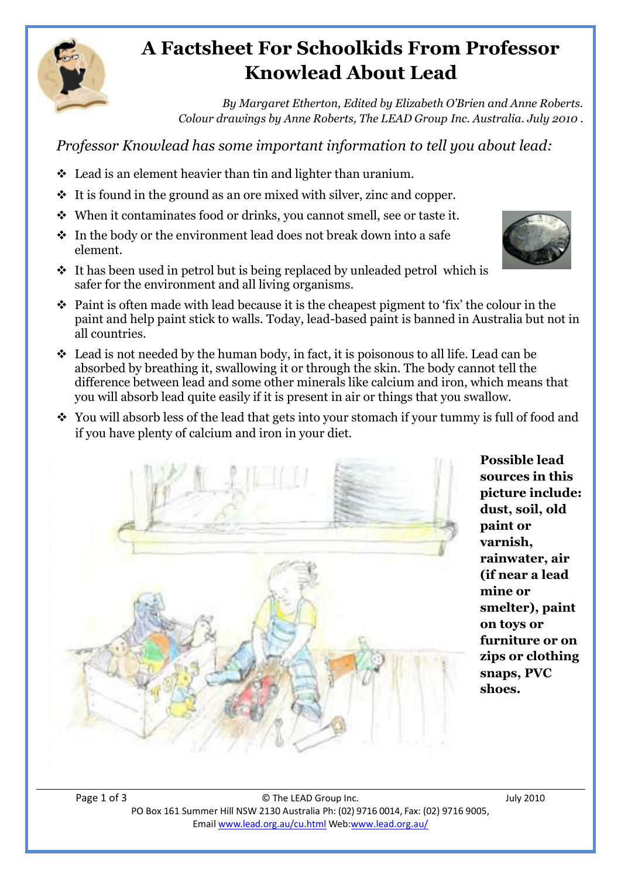# A Factsheet For Schoolkids From Professor Knowlead About Lead

*By Margaret Etherton, Edited by Elizabeth O'Brien and Anne Roberts. Colour drawings by Anne Roberts, The LEAD Group Inc. Australia. July 2010 .*

*Professor Knowlead has some important information to tell you about lead:*

- Lead is an element heavier than tin and lighter than uranium.
- It is found in the ground as an ore mixed with silver, zinc and copper.
- When it contaminates food or drinks, you cannot smell, see or taste it.
- In the body or the environment lead does not break down into a safe element.
- It has been used in petrol but is being replaced by unleaded petrol which is safer for the environment and all living organisms.
- Paint is often made with lead because it is the cheapest pigment to 'fix' the colour in the paint and help paint stick to walls. Today, lead-based paint is banned in Australia but not in all countries.
- Lead is not needed by the human body, in fact, it is poisonous to all life. Lead can be absorbed by breathing it, swallowing it or through the skin. The body cannot tell the difference between lead and some other minerals like calcium and iron, which means that you will absorb lead quite easily if it is present in air or things that you swallow.
- You will absorb less of the lead that gets into your stomach if your tummy is full of food and if you have plenty of calcium and iron in your diet.

**Possible lead sources in this picture include: dust, soil, old paint or varnish, rainwater, air (if near a lead mine or smelter), paint on toys or furniture or on zips or clothing snaps, PVC shoes.**

PO Box 161 Summer Hill NSW 2130 Australia Ph: (02) 9716 0014, Fax: (02) 9716 9005,
Email www.lead.org.au/cu.html Web:www.lead.org.au/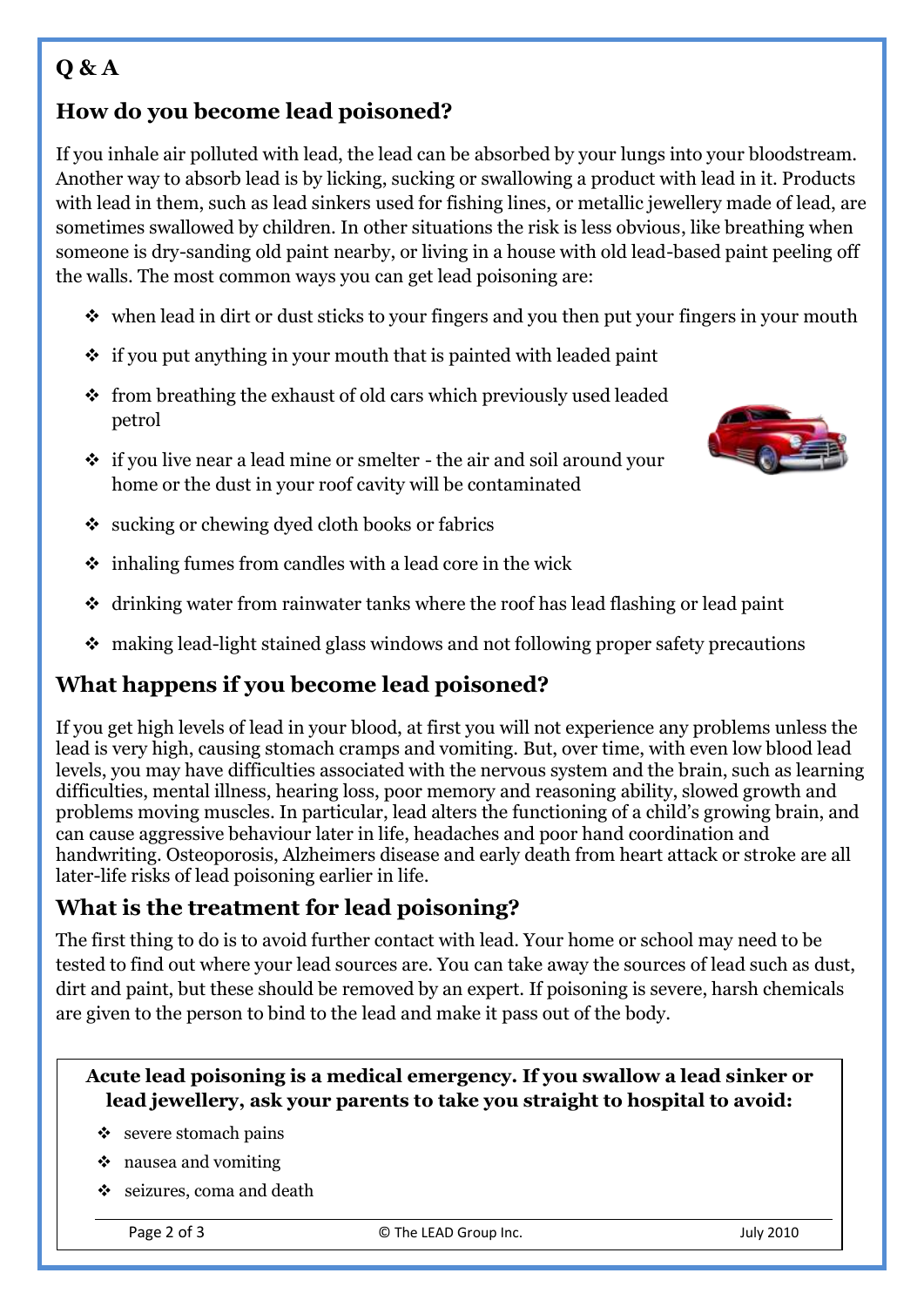**Q & A**

## How do you become lead poisoned?

If you inhale air polluted with lead, the lead can be absorbed by your lungs into your bloodstream. Another way to absorb lead is by licking, sucking or swallowing a product with lead in it. Products with lead in them, such as lead sinkers used for fishing lines, or metallic jewellery made of lead, are sometimes swallowed by children. In other situations the risk is less obvious, like breathing when someone is dry-sanding old paint nearby, or living in a house with old lead-based paint peeling off the walls. The most common ways you can get lead poisoning are:

- when lead in dirt or dust sticks to your fingers and you then put your fingers in your mouth
- if you put anything in your mouth that is painted with leaded paint
- from breathing the exhaust of old cars which previously used leaded petrol
- if you live near a lead mine or smelter - the air and soil around your home or the dust in your roof cavity will be contaminated
- sucking or chewing dyed cloth books or fabrics
- inhaling fumes from candles with a lead core in the wick
- drinking water from rainwater tanks where the roof has lead flashing or lead paint
- making lead-light stained glass windows and not following proper safety precautions

## What happens if you become lead poisoned?

If you get high levels of lead in your blood, at first you will not experience any problems unless the lead is very high, causing stomach cramps and vomiting. But, over time, with even low blood lead levels, you may have difficulties associated with the nervous system and the brain, such as learning difficulties, mental illness, hearing loss, poor memory and reasoning ability, slowed growth and problems moving muscles. In particular, lead alters the functioning of a child's growing brain, and can cause aggressive behaviour later in life, headaches and poor hand coordination and handwriting. Osteoporosis, Alzheimers disease and early death from heart attack or stroke are all later-life risks of lead poisoning earlier in life.

## What is the treatment for lead poisoning?

The first thing to do is to avoid further contact with lead. Your home or school may need to be tested to find out where your lead sources are. You can take away the sources of lead such as dust, dirt and paint, but these should be removed by an expert. If poisoning is severe, harsh chemicals are given to the person to bind to the lead and make it pass out of the body.

**Acute lead poisoning is a medical emergency. If you swallow a lead sinker or lead jewellery, ask your parents to take you straight to hospital to avoid:**

- severe stomach pains
- nausea and vomiting
- seizures, coma and death

© The LEAD Group Inc. July 2010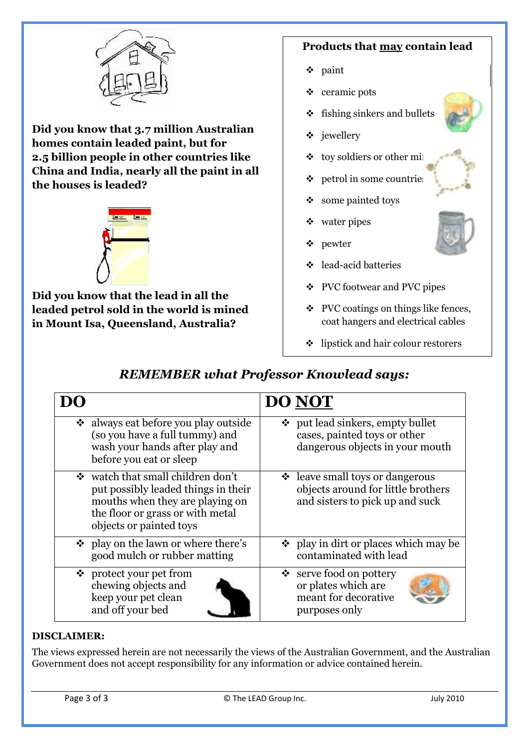**Did you know that 3.7 million Australian homes contain leaded paint, but for 2.5 billion people in other countries like China and India, nearly all the paint in all the houses is leaded?**

**Did you know that the lead in all the leaded petrol sold in the world is mined in Mount Isa, Queensland, Australia?**

**Products that <u>may</u> contain lead**

- paint
- ceramic pots
- fishing sinkers and bullets
- jewellery
- toy soldiers or other mi
- petrol in some countrie
- some painted toys
- water pipes
- pewter
- lead-acid batteries
- PVC footwear and PVC pipes
- PVC coatings on things like fences, coat hangers and electrical cables
- lipstick and hair colour restorers

## *REMEMBER what Professor Knowlead says:*

| DO | DO <u>NOT</u> |
|---|---|
| always eat before you play outside (so you have a full tummy) and wash your hands after play and before you eat or sleep | put lead sinkers, empty bullet cases, painted toys or other dangerous objects in your mouth |
| watch that small children don't put possibly leaded things in their mouths when they are playing on the floor or grass or with metal objects or painted toys | leave small toys or dangerous objects around for little brothers and sisters to pick up and suck |
| play on the lawn or where there's good mulch or rubber matting | play in dirt or places which may be contaminated with lead |
| protect your pet from chewing objects and keep your pet clean and off your bed | serve food on pottery or plates which are meant for decorative purposes only |

**DISCLAIMER:**

The views expressed herein are not necessarily the views of the Australian Government, and the Australian Government does not accept responsibility for any information or advice contained herein.

© The LEAD Group Inc. July 2010